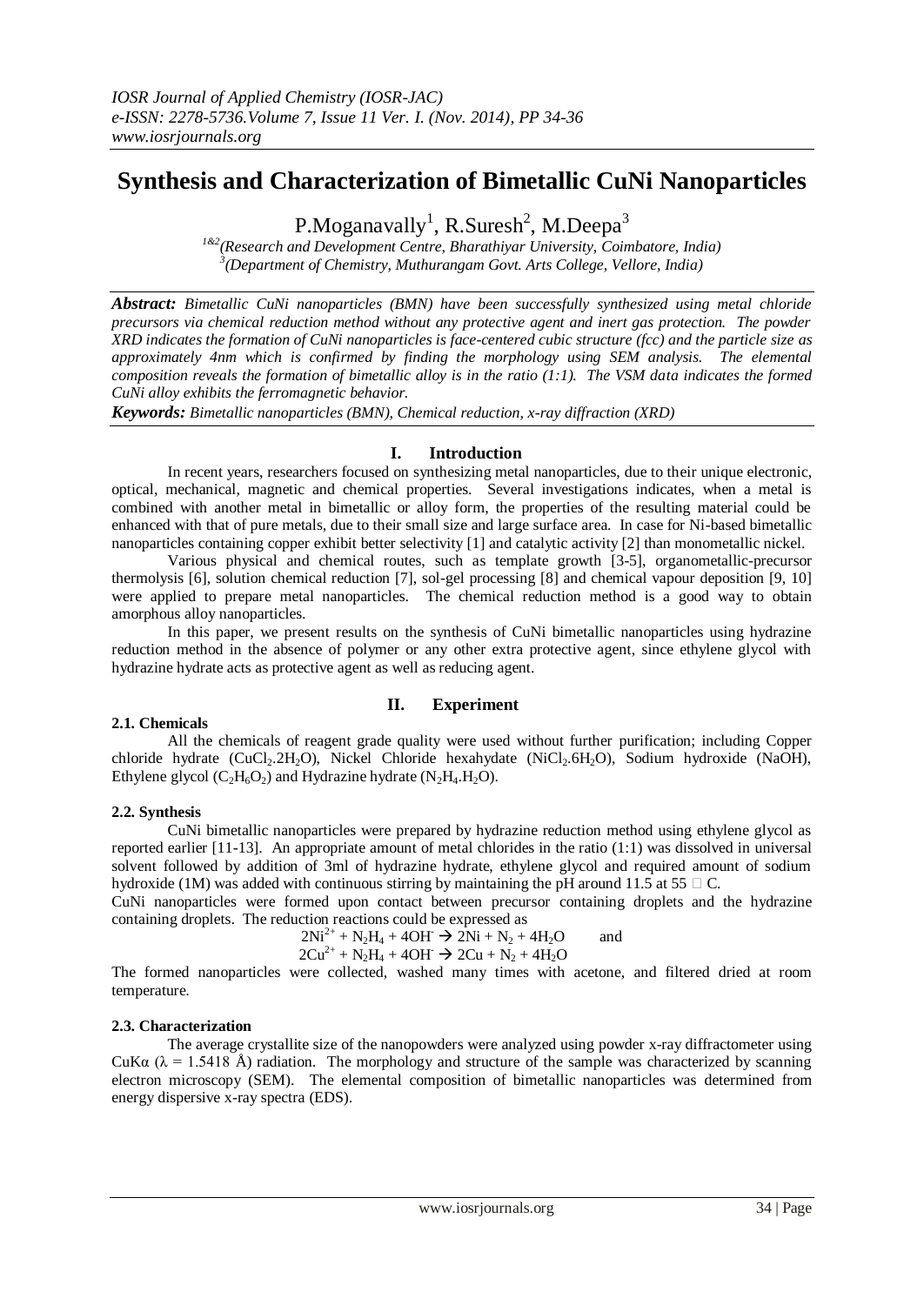# Synthesis and Characterization of Bimetallic CuNi Nanoparticles

P.Moganavally[1], R.Suresh[2], M.Deepa[3]

[1&2](Research and Development Centre, Bharathiyar University, Coimbatore, India)
[3](Department of Chemistry, Muthurangam Govt. Arts College, Vellore, India)

***Abstract:*** *Bimetallic CuNi nanoparticles (BMN) have been successfully synthesized using metal chloride precursors via chemical reduction method without any protective agent and inert gas protection. The powder XRD indicates the formation of CuNi nanoparticles is face-centered cubic structure (fcc) and the particle size as approximately 4nm which is confirmed by finding the morphology using SEM analysis. The elemental composition reveals the formation of bimetallic alloy is in the ratio (1:1). The VSM data indicates the formed CuNi alloy exhibits the ferromagnetic behavior.*

***Keywords:*** *Bimetallic nanoparticles (BMN), Chemical reduction, x-ray diffraction (XRD)*

## I. Introduction

In recent years, researchers focused on synthesizing metal nanoparticles, due to their unique electronic, optical, mechanical, magnetic and chemical properties. Several investigations indicates, when a metal is combined with another metal in bimetallic or alloy form, the properties of the resulting material could be enhanced with that of pure metals, due to their small size and large surface area. In case for Ni-based bimetallic nanoparticles containing copper exhibit better selectivity [1] and catalytic activity [2] than monometallic nickel.

Various physical and chemical routes, such as template growth [3-5], organometallic-precursor thermolysis [6], solution chemical reduction [7], sol-gel processing [8] and chemical vapour deposition [9, 10] were applied to prepare metal nanoparticles. The chemical reduction method is a good way to obtain amorphous alloy nanoparticles.

In this paper, we present results on the synthesis of CuNi bimetallic nanoparticles using hydrazine reduction method in the absence of polymer or any other extra protective agent, since ethylene glycol with hydrazine hydrate acts as protective agent as well as reducing agent.

## II. Experiment

### 2.1. Chemicals

All the chemicals of reagent grade quality were used without further purification; including Copper chloride hydrate ($CuCl_2.2H_2O$), Nickel Chloride hexahydate ($NiCl_2.6H_2O$), Sodium hydroxide (NaOH), Ethylene glycol ($C_2H_6O_2$) and Hydrazine hydrate ($N_2H_4.H_2O$).

### 2.2. Synthesis

CuNi bimetallic nanoparticles were prepared by hydrazine reduction method using ethylene glycol as reported earlier [11-13]. An appropriate amount of metal chlorides in the ratio (1:1) was dissolved in universal solvent followed by addition of 3ml of hydrazine hydrate, ethylene glycol and required amount of sodium hydroxide (1M) was added with continuous stirring by maintaining the pH around 11.5 at 55 □ C.

CuNi nanoparticles were formed upon contact between precursor containing droplets and the hydrazine containing droplets. The reduction reactions could be expressed as

$$2Ni^{2+} + N_2H_4 + 4OH^- \rightarrow 2Ni + N_2 + 4H_2O \quad \text{and}$$

$$2Cu^{2+} + N_2H_4 + 4OH^- \rightarrow 2Cu + N_2 + 4H_2O$$

The formed nanoparticles were collected, washed many times with acetone, and filtered dried at room temperature.

### 2.3. Characterization

The average crystallite size of the nanopowders were analyzed using powder x-ray diffractometer using CuKα (λ = 1.5418 Å) radiation. The morphology and structure of the sample was characterized by scanning electron microscopy (SEM). The elemental composition of bimetallic nanoparticles was determined from energy dispersive x-ray spectra (EDS).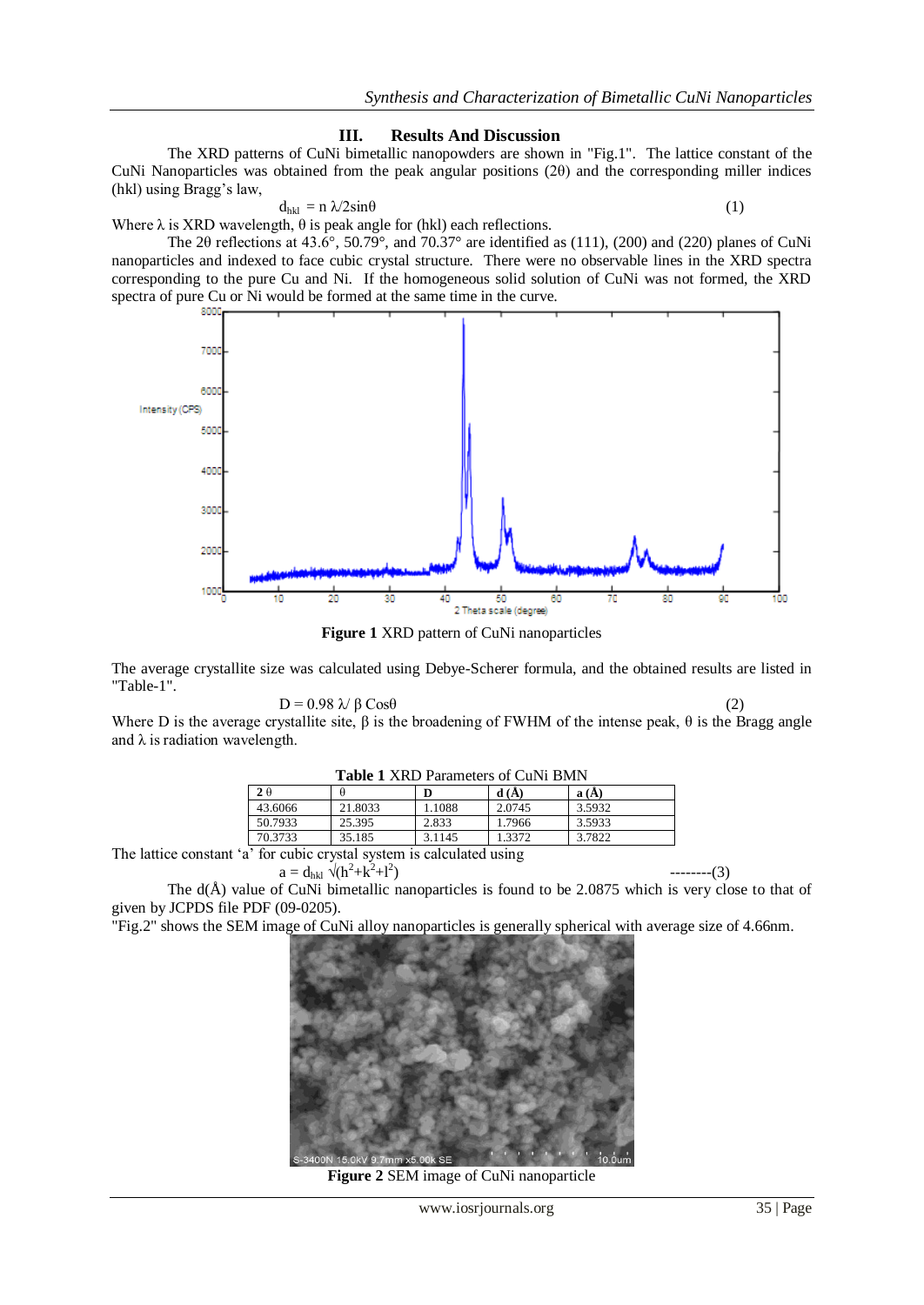## III. Results And Discussion

The XRD patterns of CuNi bimetallic nanopowders are shown in "Fig.1". The lattice constant of the CuNi Nanoparticles was obtained from the peak angular positions (2θ) and the corresponding miller indices (hkl) using Bragg's law,

$$d_{hkl} = n\,\lambda/2\sin\theta \qquad (1)$$

Where λ is XRD wavelength, θ is peak angle for (hkl) each reflections.

The 2θ reflections at 43.6°, 50.79°, and 70.37° are identified as (111), (200) and (220) planes of CuNi nanoparticles and indexed to face cubic crystal structure. There were no observable lines in the XRD spectra corresponding to the pure Cu and Ni. If the homogeneous solid solution of CuNi was not formed, the XRD spectra of pure Cu or Ni would be formed at the same time in the curve.

**Figure 1** XRD pattern of CuNi nanoparticles

The average crystallite size was calculated using Debye-Scherer formula, and the obtained results are listed in "Table-1".

$$D = 0.98\,\lambda/\,\beta\,\text{Cos}\theta \qquad (2)$$

Where D is the average crystallite site, β is the broadening of FWHM of the intense peak, θ is the Bragg angle and λ is radiation wavelength.

**Table 1** XRD Parameters of CuNi BMN

| 2 θ | θ | D | d (Å) | a (Å) |
|---|---|---|---|---|
| 43.6066 | 21.8033 | 1.1088 | 2.0745 | 3.5932 |
| 50.7933 | 25.395 | 2.833 | 1.7966 | 3.5933 |
| 70.3733 | 35.185 | 3.1145 | 1.3372 | 3.7822 |

The lattice constant 'a' for cubic crystal system is calculated using

$$a = d_{hkl}\sqrt{(h^2+k^2+l^2)} \qquad \text{--------(3)}$$

The d(Å) value of CuNi bimetallic nanoparticles is found to be 2.0875 which is very close to that of given by JCPDS file PDF (09-0205).

"Fig.2" shows the SEM image of CuNi alloy nanoparticles is generally spherical with average size of 4.66nm.

**Figure 2** SEM image of CuNi nanoparticle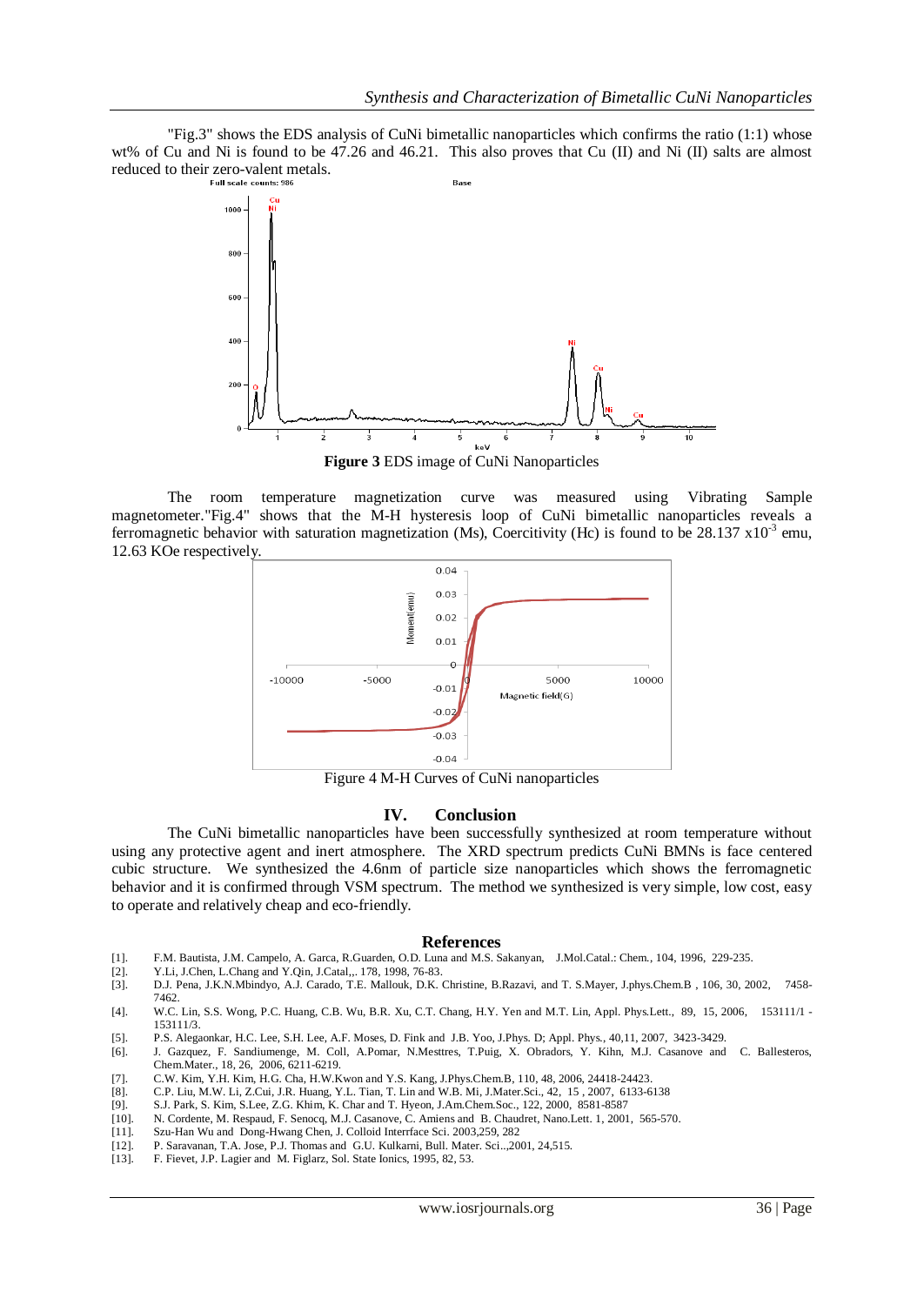"Fig.3" shows the EDS analysis of CuNi bimetallic nanoparticles which confirms the ratio (1:1) whose wt% of Cu and Ni is found to be 47.26 and 46.21. This also proves that Cu (II) and Ni (II) salts are almost reduced to their zero-valent metals.

Full scale counts: 986

Base

1000
800
600
400
200
0

Cu
Ni
O
Ni
Cu
Ni
Cu

1 2 3 4 5 6 7 8 9 10

keV

**Figure 3** EDS image of CuNi Nanoparticles

The room temperature magnetization curve was measured using Vibrating Sample magnetometer."Fig.4" shows that the M-H hysteresis loop of CuNi bimetallic nanoparticles reveals a ferromagnetic behavior with saturation magnetization (Ms), Coercitivity (Hc) is found to be 28.137 $x10^{-3}$ emu, 12.63 KOe respectively.

Moment(emu)

0.04
0.03
0.02
0.01
0
-0.01
-0.02
-0.03
-0.04

-10000 -5000 0 5000 10000

Magnetic field(G)

Figure 4 M-H Curves of CuNi nanoparticles

## IV. Conclusion

The CuNi bimetallic nanoparticles have been successfully synthesized at room temperature without using any protective agent and inert atmosphere. The XRD spectrum predicts CuNi BMNs is face centered cubic structure. We synthesized the 4.6nm of particle size nanoparticles which shows the ferromagnetic behavior and it is confirmed through VSM spectrum. The method we synthesized is very simple, low cost, easy to operate and relatively cheap and eco-friendly.

## References

[1]. F.M. Bautista, J.M. Campelo, A. Garca, R.Guarden, O.D. Luna and M.S. Sakanyan, J.Mol.Catal.: Chem., 104, 1996, 229-235.

[2]. Y.Li, J.Chen, L.Chang and Y.Qin, J.Catal,,. 178, 1998, 76-83.

[3]. D.J. Pena, J.K.N.Mbindyo, A.J. Carado, T.E. Mallouk, D.K. Christine, B.Razavi, and T. S.Mayer, J.phys.Chem.B , 106, 30, 2002, 7458-7462.

[4]. W.C. Lin, S.S. Wong, P.C. Huang, C.B. Wu, B.R. Xu, C.T. Chang, H.Y. Yen and M.T. Lin, Appl. Phys.Lett., 89, 15, 2006, 153111/1 - 153111/3.

[5]. P.S. Alegaonkar, H.C. Lee, S.H. Lee, A.F. Moses, D. Fink and J.B. Yoo, J.Phys. D; Appl. Phys., 40,11, 2007, 3423-3429.

[6]. J. Gazquez, F. Sandiumenge, M. Coll, A.Pomar, N.Mesttres, T.Puig, X. Obradors, Y. Kihn, M.J. Casanove and C. Ballesteros, Chem.Mater., 18, 26, 2006, 6211-6219.

[7]. C.W. Kim, Y.H. Kim, H.G. Cha, H.W.Kwon and Y.S. Kang, J.Phys.Chem.B, 110, 48, 2006, 24418-24423.

[8]. C.P. Liu, M.W. Li, Z.Cui, J.R. Huang, Y.L. Tian, T. Lin and W.B. Mi, J.Mater.Sci., 42, 15 , 2007, 6133-6138

[9]. S.J. Park, S. Kim, S.Lee, Z.G. Khim, K. Char and T. Hyeon, J.Am.Chem.Soc., 122, 2000, 8581-8587

[10]. N. Cordente, M. Respaud, F. Senocq, M.J. Casanove, C. Amiens and B. Chaudret, Nano.Lett. 1, 2001, 565-570.

[11]. Szu-Han Wu and Dong-Hwang Chen, J. Colloid Interrface Sci. 2003,259, 282

[12]. P. Saravanan, T.A. Jose, P.J. Thomas and G.U. Kulkarni, Bull. Mater. Sci..,2001, 24,515.

[13]. F. Fievet, J.P. Lagier and M. Figlarz, Sol. State Ionics, 1995, 82, 53.